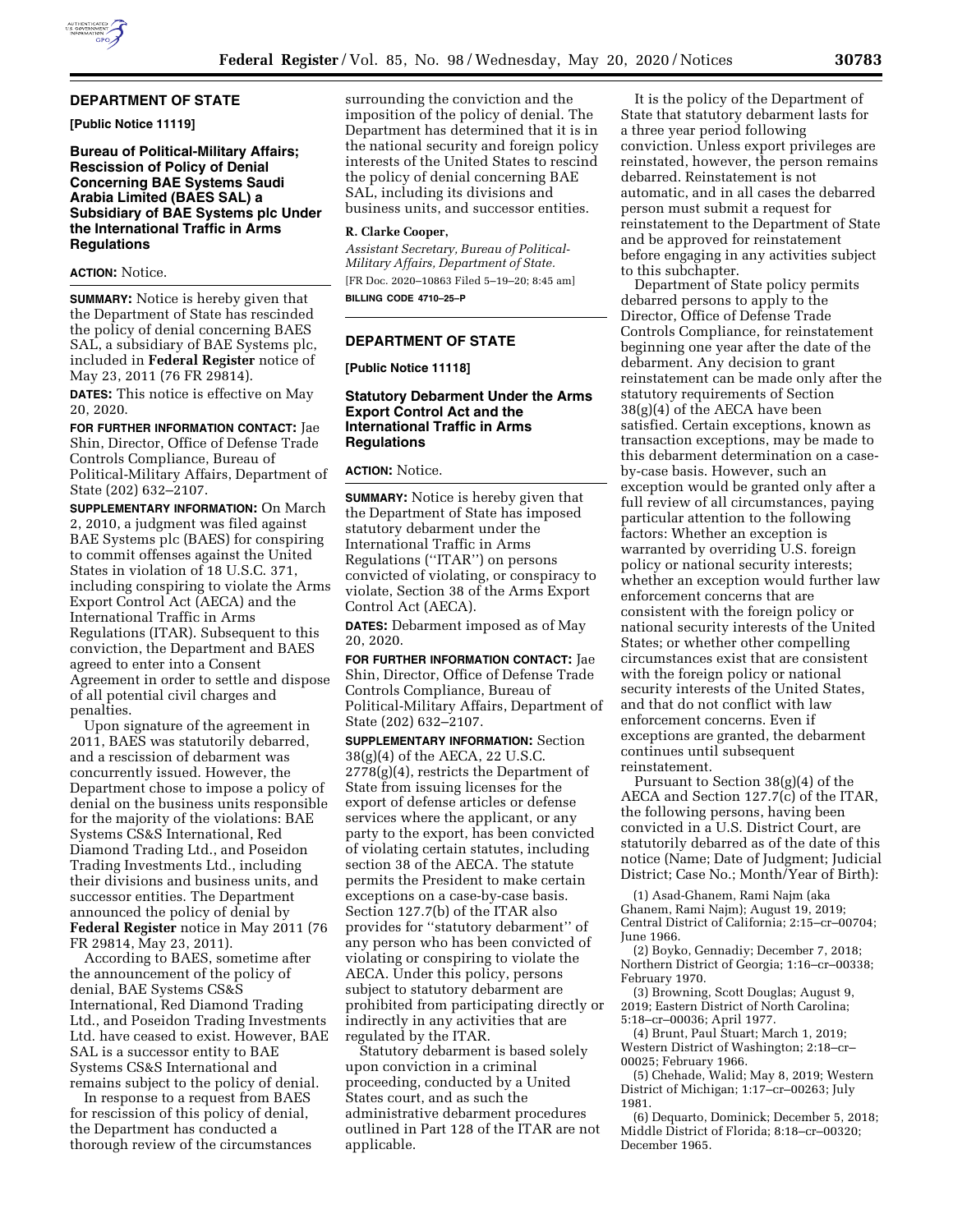## DEPARTMENT OF STATE

**[Public Notice 11119]**

### Bureau of Political-Military Affairs; Rescission of Policy of Denial Concerning BAE Systems Saudi Arabia Limited (BAES SAL) a Subsidiary of BAE Systems plc Under the International Traffic in Arms Regulations

**ACTION:** Notice.

**SUMMARY:** Notice is hereby given that the Department of State has rescinded the policy of denial concerning BAES SAL, a subsidiary of BAE Systems plc, included in **Federal Register** notice of May 23, 2011 (76 FR 29814).

**DATES:** This notice is effective on May 20, 2020.

**FOR FURTHER INFORMATION CONTACT:** Jae Shin, Director, Office of Defense Trade Controls Compliance, Bureau of Political-Military Affairs, Department of State (202) 632–2107.

**SUPPLEMENTARY INFORMATION:** On March 2, 2010, a judgment was filed against BAE Systems plc (BAES) for conspiring to commit offenses against the United States in violation of 18 U.S.C. 371, including conspiring to violate the Arms Export Control Act (AECA) and the International Traffic in Arms Regulations (ITAR). Subsequent to this conviction, the Department and BAES agreed to enter into a Consent Agreement in order to settle and dispose of all potential civil charges and penalties.

Upon signature of the agreement in 2011, BAES was statutorily debarred, and a rescission of debarment was concurrently issued. However, the Department chose to impose a policy of denial on the business units responsible for the majority of the violations: BAE Systems CS&S International, Red Diamond Trading Ltd., and Poseidon Trading Investments Ltd., including their divisions and business units, and successor entities. The Department announced the policy of denial by **Federal Register** notice in May 2011 (76 FR 29814, May 23, 2011).

According to BAES, sometime after the announcement of the policy of denial, BAE Systems CS&S International, Red Diamond Trading Ltd., and Poseidon Trading Investments Ltd. have ceased to exist. However, BAE SAL is a successor entity to BAE Systems CS&S International and remains subject to the policy of denial.

In response to a request from BAES for rescission of this policy of denial, the Department has conducted a thorough review of the circumstances surrounding the conviction and the imposition of the policy of denial. The Department has determined that it is in the national security and foreign policy interests of the United States to rescind the policy of denial concerning BAE SAL, including its divisions and business units, and successor entities.

**R. Clarke Cooper,**

*Assistant Secretary, Bureau of Political-Military Affairs, Department of State.*

[FR Doc. 2020–10863 Filed 5–19–20; 8:45 am]

**BILLING CODE 4710–25–P**

## DEPARTMENT OF STATE

**[Public Notice 11118]**

### Statutory Debarment Under the Arms Export Control Act and the International Traffic in Arms Regulations

**ACTION:** Notice.

**SUMMARY:** Notice is hereby given that the Department of State has imposed statutory debarment under the International Traffic in Arms Regulations (''ITAR'') on persons convicted of violating, or conspiracy to violate, Section 38 of the Arms Export Control Act (AECA).

**DATES:** Debarment imposed as of May 20, 2020.

**FOR FURTHER INFORMATION CONTACT:** Jae Shin, Director, Office of Defense Trade Controls Compliance, Bureau of Political-Military Affairs, Department of State (202) 632–2107.

**SUPPLEMENTARY INFORMATION:** Section 38(g)(4) of the AECA, 22 U.S.C. 2778(g)(4), restricts the Department of State from issuing licenses for the export of defense articles or defense services where the applicant, or any party to the export, has been convicted of violating certain statutes, including section 38 of the AECA. The statute permits the President to make certain exceptions on a case-by-case basis. Section 127.7(b) of the ITAR also provides for ''statutory debarment'' of any person who has been convicted of violating or conspiring to violate the AECA. Under this policy, persons subject to statutory debarment are prohibited from participating directly or indirectly in any activities that are regulated by the ITAR.

Statutory debarment is based solely upon conviction in a criminal proceeding, conducted by a United States court, and as such the administrative debarment procedures outlined in Part 128 of the ITAR are not applicable.

It is the policy of the Department of State that statutory debarment lasts for a three year period following conviction. Unless export privileges are reinstated, however, the person remains debarred. Reinstatement is not automatic, and in all cases the debarred person must submit a request for reinstatement to the Department of State and be approved for reinstatement before engaging in any activities subject to this subchapter.

Department of State policy permits debarred persons to apply to the Director, Office of Defense Trade Controls Compliance, for reinstatement beginning one year after the date of the debarment. Any decision to grant reinstatement can be made only after the statutory requirements of Section 38(g)(4) of the AECA have been satisfied. Certain exceptions, known as transaction exceptions, may be made to this debarment determination on a case-by-case basis. However, such an exception would be granted only after a full review of all circumstances, paying particular attention to the following factors: Whether an exception is warranted by overriding U.S. foreign policy or national security interests; whether an exception would further law enforcement concerns that are consistent with the foreign policy or national security interests of the United States; or whether other compelling circumstances exist that are consistent with the foreign policy or national security interests of the United States, and that do not conflict with law enforcement concerns. Even if exceptions are granted, the debarment continues until subsequent reinstatement.

Pursuant to Section 38(g)(4) of the AECA and Section 127.7(c) of the ITAR, the following persons, having been convicted in a U.S. District Court, are statutorily debarred as of the date of this notice (Name; Date of Judgment; Judicial District; Case No.; Month/Year of Birth):

(1) Asad-Ghanem, Rami Najm (aka Ghanem, Rami Najm); August 19, 2019; Central District of California; 2:15–cr–00704; June 1966.

(2) Boyko, Gennadiy; December 7, 2018; Northern District of Georgia; 1:16–cr–00338; February 1970.

(3) Browning, Scott Douglas; August 9, 2019; Eastern District of North Carolina; 5:18–cr–00036; April 1977.

(4) Brunt, Paul Stuart; March 1, 2019; Western District of Washington; 2:18–cr–00025; February 1966.

(5) Chehade, Walid; May 8, 2019; Western District of Michigan; 1:17–cr–00263; July 1981.

(6) Dequarto, Dominick; December 5, 2018; Middle District of Florida; 8:18–cr–00320; December 1965.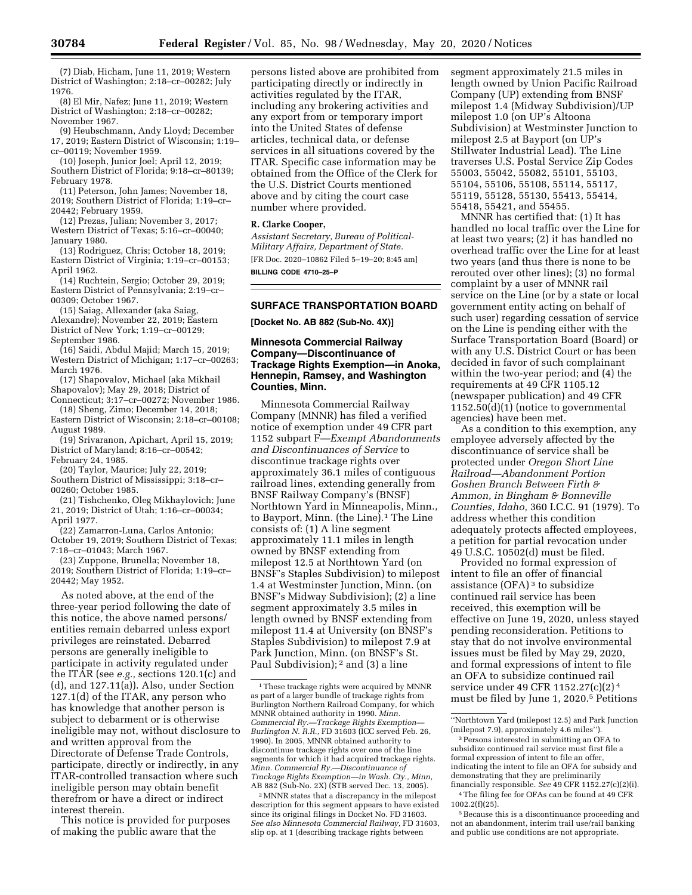(7) Diab, Hicham, June 11, 2019; Western District of Washington; 2:18–cr–00282; July 1976.

(8) El Mir, Nafez; June 11, 2019; Western District of Washington; 2:18–cr–00282; November 1967.

(9) Heubschmann, Andy Lloyd; December 17, 2019; Eastern District of Wisconsin; 1:19–cr–00119; November 1959.

(10) Joseph, Junior Joel; April 12, 2019; Southern District of Florida; 9:18–cr–80139; February 1978.

(11) Peterson, John James; November 18, 2019; Southern District of Florida; 1:19–cr–20442; February 1959.

(12) Prezas, Julian; November 3, 2017; Western District of Texas; 5:16–cr–00040; January 1980.

(13) Rodriguez, Chris; October 18, 2019; Eastern District of Virginia; 1:19–cr–00153; April 1962.

(14) Ruchtein, Sergio; October 29, 2019; Eastern District of Pennsylvania; 2:19–cr–00309; October 1967.

(15) Saiag, Allexander (aka Saiag, Alexandre); November 22, 2019; Eastern District of New York; 1:19–cr–00129; September 1986.

(16) Saidi, Abdul Majid; March 15, 2019; Western District of Michigan; 1:17–cr–00263; March 1976.

(17) Shapovalov, Michael (aka Mikhail Shapovalov); May 29, 2018; District of Connecticut; 3:17–cr–00272; November 1986.

(18) Sheng, Zimo; December 14, 2018; Eastern District of Wisconsin; 2:18–cr–00108; August 1989.

(19) Srivaranon, Apichart, April 15, 2019; District of Maryland; 8:16–cr–00542; February 24, 1985.

(20) Taylor, Maurice; July 22, 2019; Southern District of Mississippi; 3:18–cr–00260; October 1985.

(21) Tishchenko, Oleg Mikhaylovich; June 21, 2019; District of Utah; 1:16–cr–00034; April 1977.

(22) Zamarron-Luna, Carlos Antonio; October 19, 2019; Southern District of Texas; 7:18–cr–01043; March 1967.

(23) Zuppone, Brunella; November 18, 2019; Southern District of Florida; 1:19–cr–20442; May 1952.

As noted above, at the end of the three-year period following the date of this notice, the above named persons/entities remain debarred unless export privileges are reinstated. Debarred persons are generally ineligible to participate in activity regulated under the ITAR (see *e.g.,* sections 120.1(c) and (d), and 127.11(a)). Also, under Section 127.1(d) of the ITAR, any person who has knowledge that another person is subject to debarment or is otherwise ineligible may not, without disclosure to and written approval from the Directorate of Defense Trade Controls, participate, directly or indirectly, in any ITAR-controlled transaction where such ineligible person may obtain benefit therefrom or have a direct or indirect interest therein.

This notice is provided for purposes of making the public aware that the persons listed above are prohibited from participating directly or indirectly in activities regulated by the ITAR, including any brokering activities and any export from or temporary import into the United States of defense articles, technical data, or defense services in all situations covered by the ITAR. Specific case information may be obtained from the Office of the Clerk for the U.S. District Courts mentioned above and by citing the court case number where provided.

**R. Clarke Cooper,**

*Assistant Secretary, Bureau of Political-Military Affairs, Department of State.*

[FR Doc. 2020–10862 Filed 5–19–20; 8:45 am]

**BILLING CODE 4710–25–P**

## SURFACE TRANSPORTATION BOARD

**[Docket No. AB 882 (Sub-No. 4X)]**

### Minnesota Commercial Railway Company—Discontinuance of Trackage Rights Exemption—in Anoka, Hennepin, Ramsey, and Washington Counties, Minn.

Minnesota Commercial Railway Company (MNNR) has filed a verified notice of exemption under 49 CFR part 1152 subpart F—*Exempt Abandonments and Discontinuances of Service* to discontinue trackage rights over approximately 36.1 miles of contiguous railroad lines, extending generally from BNSF Railway Company's (BNSF) Northtown Yard in Minneapolis, Minn., to Bayport, Minn. (the Line).[1] The Line consists of: (1) A line segment approximately 11.1 miles in length owned by BNSF extending from milepost 12.5 at Northtown Yard (on BNSF's Staples Subdivision) to milepost 1.4 at Westminster Junction, Minn. (on BNSF's Midway Subdivision); (2) a line segment approximately 3.5 miles in length owned by BNSF extending from milepost 11.4 at University (on BNSF's Staples Subdivision) to milepost 7.9 at Park Junction, Minn. (on BNSF's St. Paul Subdivision);[2] and (3) a line segment approximately 21.5 miles in length owned by Union Pacific Railroad Company (UP) extending from BNSF milepost 1.4 (Midway Subdivision)/UP milepost 1.0 (on UP's Altoona Subdivision) at Westminster Junction to milepost 2.5 at Bayport (on UP's Stillwater Industrial Lead). The Line traverses U.S. Postal Service Zip Codes 55003, 55042, 55082, 55101, 55103, 55104, 55106, 55108, 55114, 55117, 55119, 55128, 55130, 55413, 55414, 55418, 55421, and 55455.

MNNR has certified that: (1) It has handled no local traffic over the Line for at least two years; (2) it has handled no overhead traffic over the Line for at least two years (and thus there is none to be rerouted over other lines); (3) no formal complaint by a user of MNNR rail service on the Line (or by a state or local government entity acting on behalf of such user) regarding cessation of service on the Line is pending either with the Surface Transportation Board (Board) or with any U.S. District Court or has been decided in favor of such complainant within the two-year period; and (4) the requirements at 49 CFR 1105.12 (newspaper publication) and 49 CFR 1152.50(d)(1) (notice to governmental agencies) have been met.

As a condition to this exemption, any employee adversely affected by the discontinuance of service shall be protected under *Oregon Short Line Railroad—Abandonment Portion Goshen Branch Between Firth & Ammon, in Bingham & Bonneville Counties, Idaho,* 360 I.C.C. 91 (1979). To address whether this condition adequately protects affected employees, a petition for partial revocation under 49 U.S.C. 10502(d) must be filed.

Provided no formal expression of intent to file an offer of financial assistance (OFA)[3] to subsidize continued rail service has been received, this exemption will be effective on June 19, 2020, unless stayed pending reconsideration. Petitions to stay that do not involve environmental issues must be filed by May 29, 2020, and formal expressions of intent to file an OFA to subsidize continued rail service under 49 CFR 1152.27(c)(2)[4] must be filed by June 1, 2020.[5] Petitions

[1] These trackage rights were acquired by MNNR as part of a larger bundle of trackage rights from Burlington Northern Railroad Company, for which MNNR obtained authority in 1990. *Minn. Commercial Ry.—Trackage Rights Exemption—Burlington N. R.R.,* FD 31603 (ICC served Feb. 26, 1990). In 2005, MNNR obtained authority to discontinue trackage rights over one of the line segments for which it had acquired trackage rights. *Minn. Commercial Ry.—Discontinuance of Trackage Rights Exemption—in Wash. Cty., Minn,* AB 882 (Sub-No. 2X) (STB served Dec. 13, 2005).

[2] MNNR states that a discrepancy in the milepost description for this segment appears to have existed since its original filings in Docket No. FD 31603. *See also Minnesota Commercial Railway,* FD 31603, slip op. at 1 (describing trackage rights between "Northtown Yard (milepost 12.5) and Park Junction (milepost 7.9), approximately 4.6 miles").

[3] Persons interested in submitting an OFA to subsidize continued rail service must first file a formal expression of intent to file an offer, indicating the intent to file an OFA for subsidy and demonstrating that they are preliminarily financially responsible. *See* 49 CFR 1152.27(c)(2)(i).

[4] The filing fee for OFAs can be found at 49 CFR 1002.2(f)(25).

[5] Because this is a discontinuance proceeding and not an abandonment, interim trail use/rail banking and public use conditions are not appropriate.